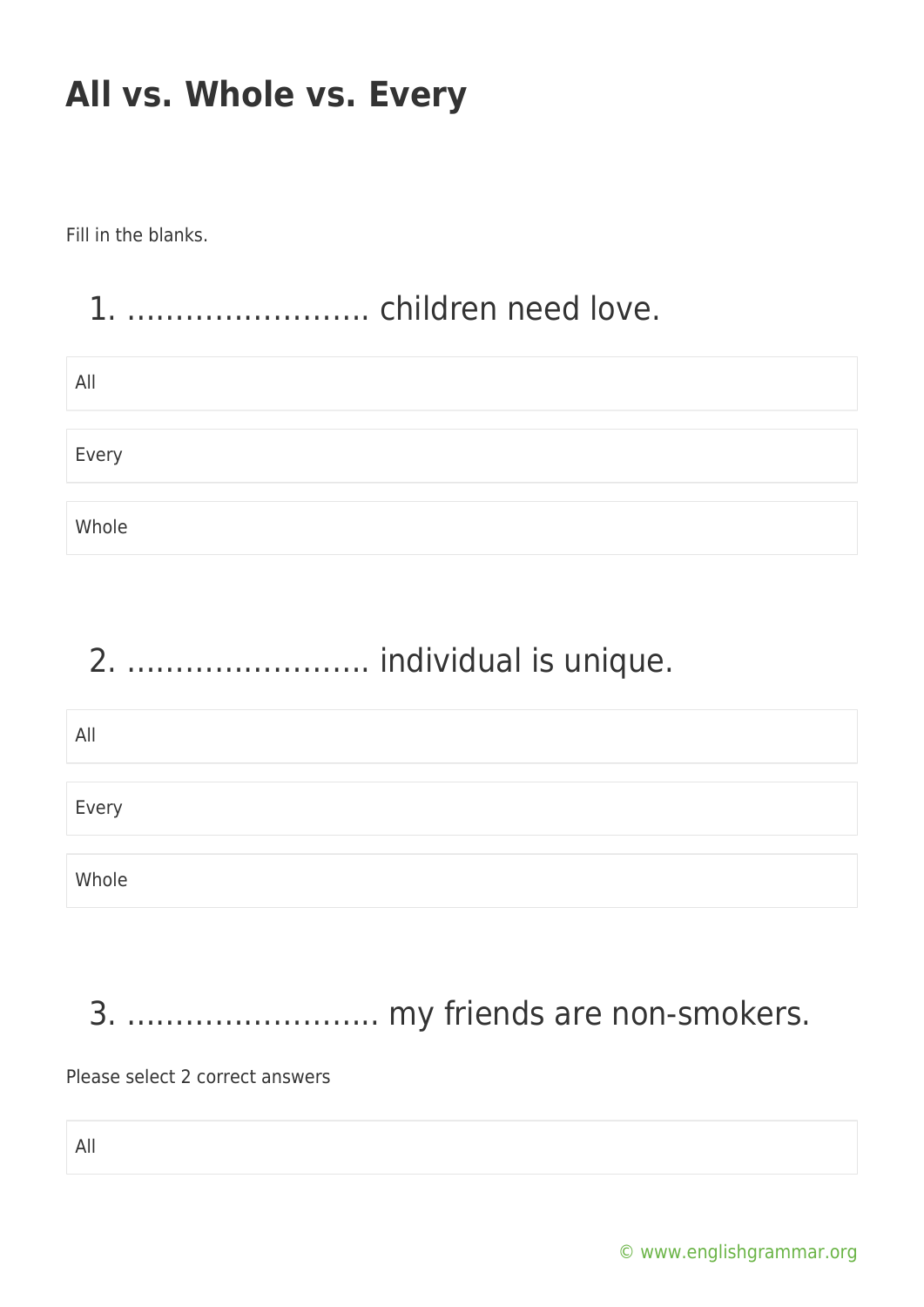# All vs. Whole vs. Every

Fill in the blanks.

## 1. ……………………. children need love.

- All
- Every
- Whole

## 2. ……………………. individual is unique.

- All
- Every
- Whole

## 3. …………………….. my friends are non-smokers.

Please select 2 correct answers

- All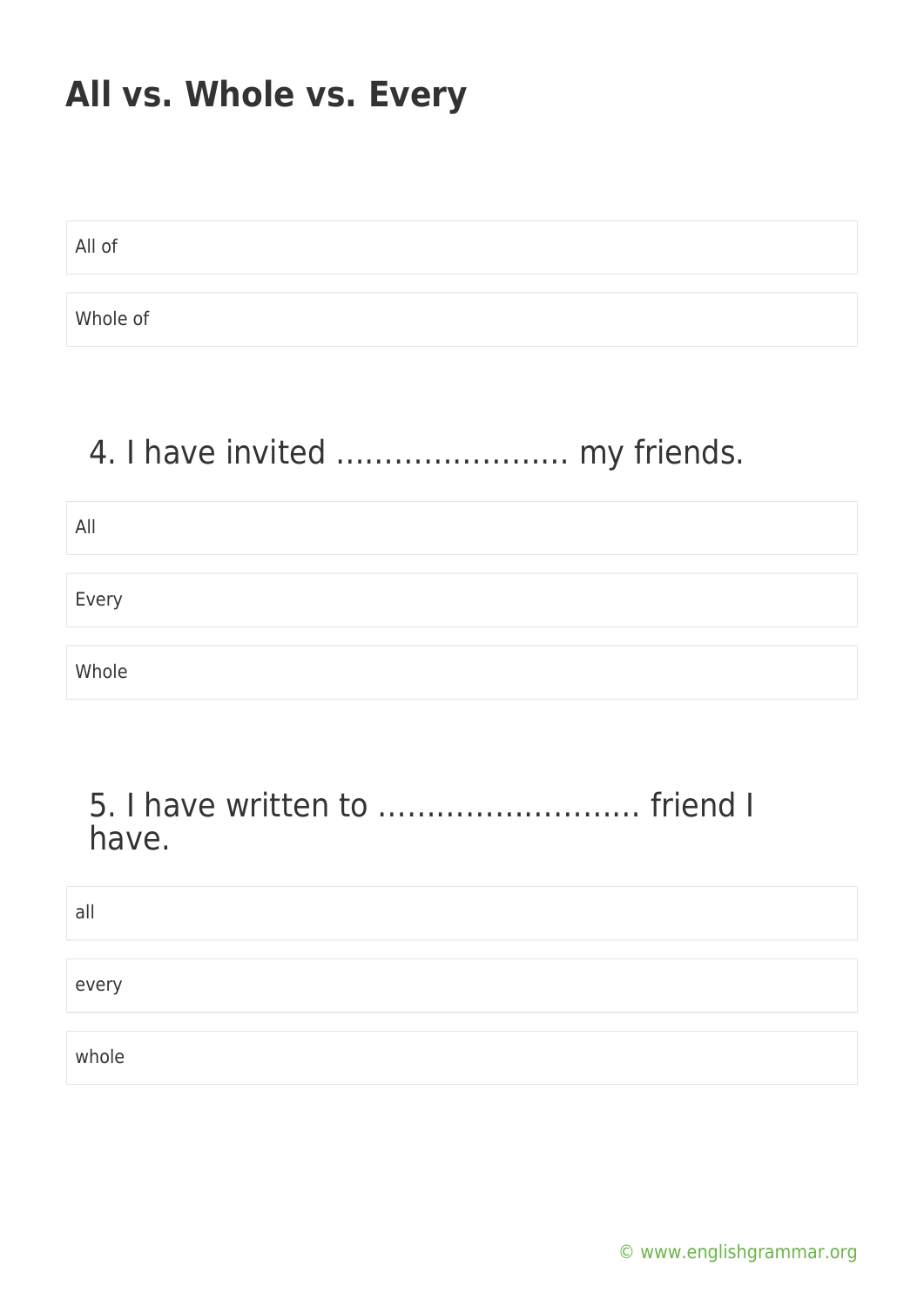# All vs. Whole vs. Every

All of

Whole of

## 4. I have invited …………………… my friends.

All

Every

Whole

## 5. I have written to ……………………… friend I have.

all

every

whole

© www.englishgrammar.org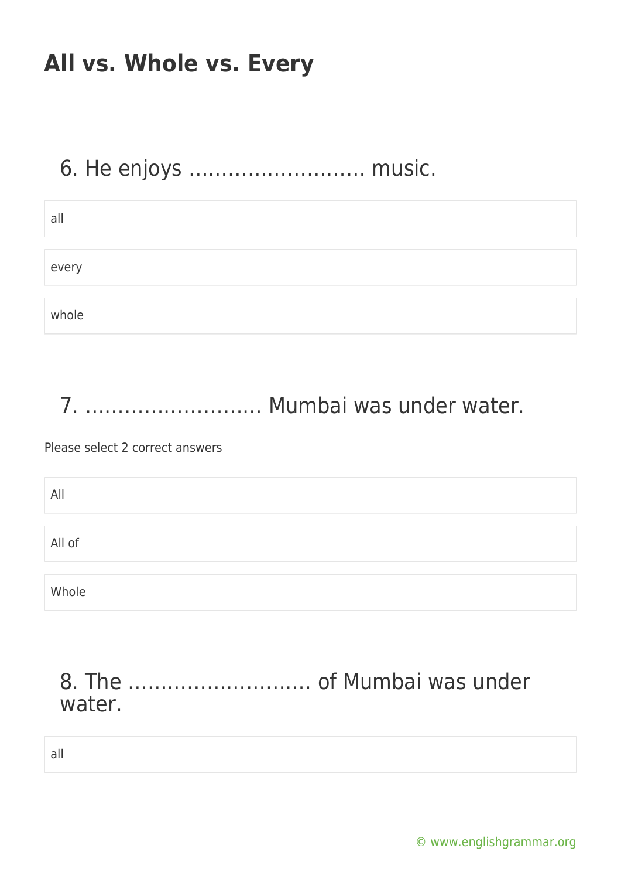# All vs. Whole vs. Every

## 6. He enjoys ……………………… music.

- all
- every
- whole

## 7. ……………………… Mumbai was under water.

Please select 2 correct answers

- All
- All of
- Whole

## 8. The ……………………… of Mumbai was under water.

- all

© www.englishgrammar.org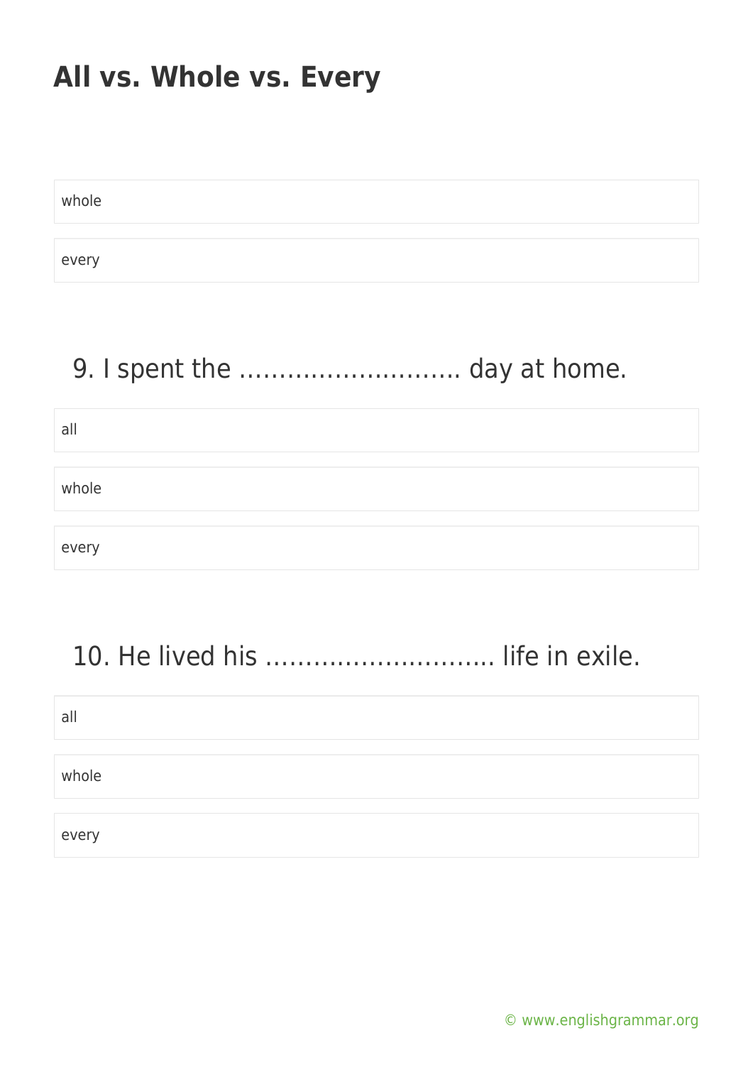# All vs. Whole vs. Every

whole

every

9. I spent the ………………………. day at home.

all

whole

every

10. He lived his ………………………. life in exile.

all

whole

every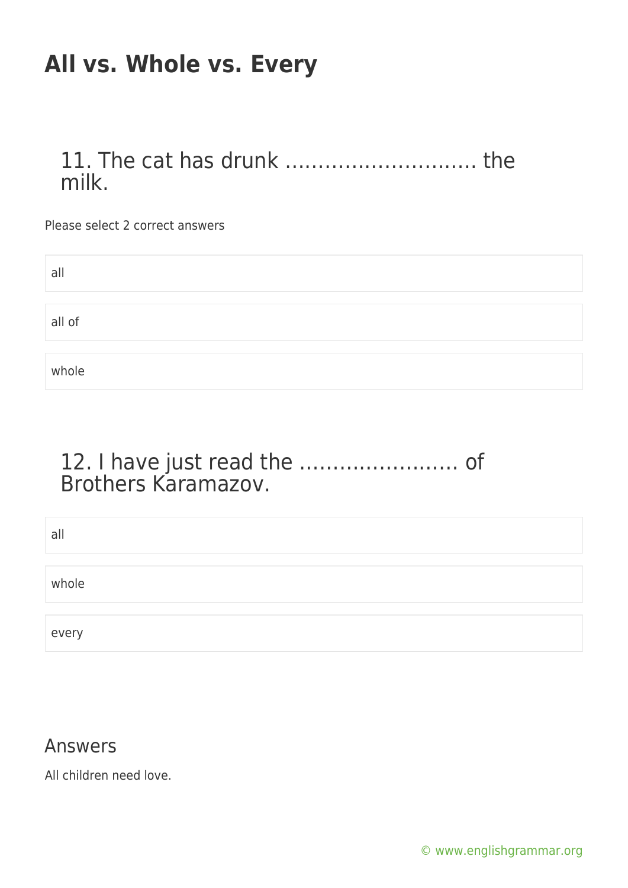# All vs. Whole vs. Every

## 11. The cat has drunk ………………………. the milk.

Please select 2 correct answers

- all
- all of
- whole

## 12. I have just read the …………………… of Brothers Karamazov.

- all
- whole
- every

## Answers

All children need love.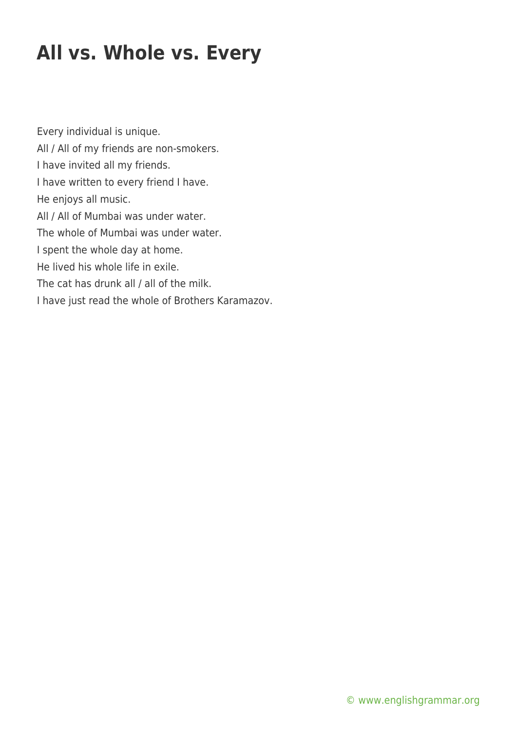# All vs. Whole vs. Every

Every individual is unique.

All / All of my friends are non-smokers.

I have invited all my friends.

I have written to every friend I have.

He enjoys all music.

All / All of Mumbai was under water.

The whole of Mumbai was under water.

I spent the whole day at home.

He lived his whole life in exile.

The cat has drunk all / all of the milk.

I have just read the whole of Brothers Karamazov.